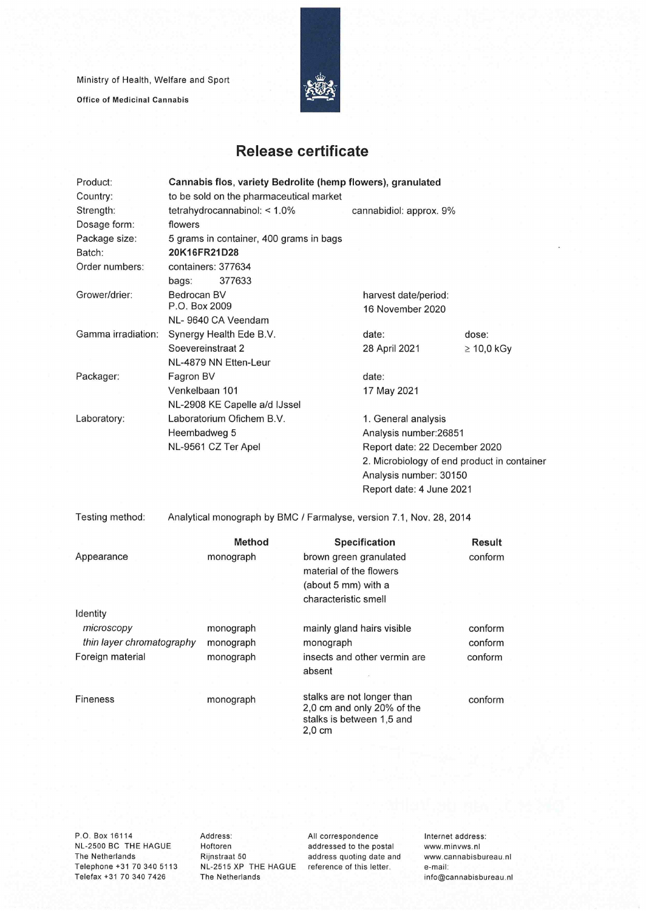Ministry of Health, Welfare and Sport

**Office of Medicinal Cannabis**

# Release certificate

| | | | |
|---|---|---|---|
| Product: | **Cannabis flos, variety Bedrolite (hemp flowers), granulated** | | |
| Country: | to be sold on the pharmaceutical market | | |
| Strength: | tetrahydrocannabinol: < 1.0% | cannabidiol: approx. 9% | |
| Dosage form: | flowers | | |
| Package size: | 5 grams in container, 400 grams in bags | | |
| Batch: | **20K16FR21D28** | | |
| Order numbers: | containers: 377634<br>bags: 377633 | | |
| Grower/drier: | Bedrocan BV<br>P.O. Box 2009<br>NL- 9640 CA Veendam | harvest date/period:<br>16 November 2020 | |
| Gamma irradiation: | Synergy Health Ede B.V.<br>Soevereinstraat 2<br>NL-4879 NN Etten-Leur | date:<br>28 April 2021 | dose:<br>≥ 10,0 kGy |
| Packager: | Fagron BV<br>Venkelbaan 101<br>NL-2908 KE Capelle a/d IJssel | date:<br>17 May 2021 | |
| Laboratory: | Laboratorium Ofichem B.V.<br>Heembadweg 5<br>NL-9561 CZ Ter Apel | 1. General analysis<br>Analysis number:26851<br>Report date: 22 December 2020<br>2. Microbiology of end product in container<br>Analysis number: 30150<br>Report date: 4 June 2021 | |

Testing method: Analytical monograph by BMC / Farmalyse, version 7.1, Nov. 28, 2014

| | Method | Specification | Result |
|---|---|---|---|
| Appearance | monograph | brown green granulated material of the flowers (about 5 mm) with a characteristic smell | conform |
| Identity | | | |
| *microscopy* | monograph | mainly gland hairs visible | conform |
| *thin layer chromatography* | monograph | monograph | conform |
| Foreign material | monograph | insects and other vermin are absent | conform |
| Fineness | monograph | stalks are not longer than 2,0 cm and only 20% of the stalks is between 1,5 and 2,0 cm | conform |

P.O. Box 16114
NL-2500 BC THE HAGUE
The Netherlands
Telephone +31 70 340 5113
Telefax +31 70 340 7426

Address:
Hoftoren
Rijnstraat 50
NL-2515 XP THE HAGUE
The Netherlands

All correspondence addressed to the postal address quoting date and reference of this letter.

Internet address:
www.minvws.nl
www.cannabisbureau.nl
e-mail:
info@cannabisbureau.nl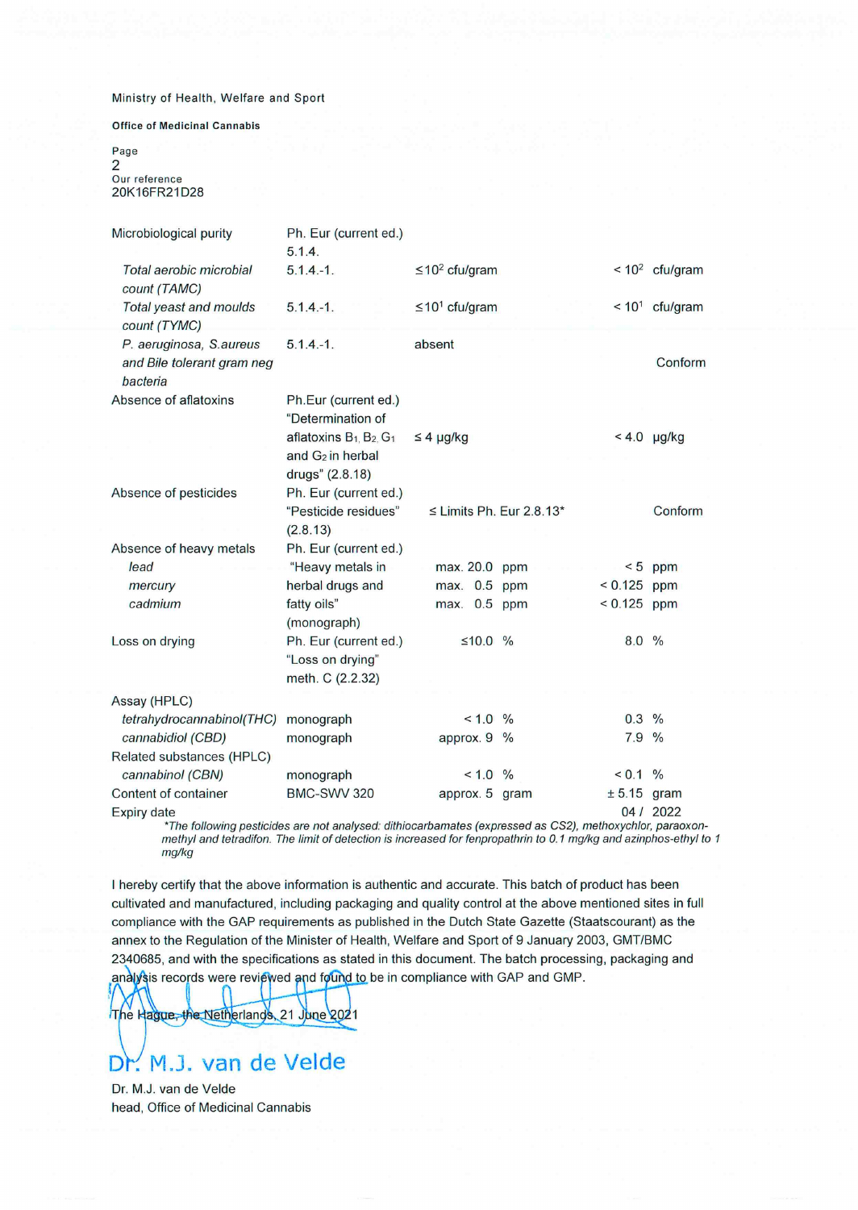Ministry of Health, Welfare and Sport

**Office of Medicinal Cannabis**

Page
2
Our reference
20K16FR21D28

| | | | |
|---|---|---|---|
| Microbiological purity | Ph. Eur (current ed.) 5.1.4. | | |
| *Total aerobic microbial count (TAMC)* | 5.1.4.-1. | $\leq 10^2$ cfu/gram | $< 10^2$ cfu/gram |
| *Total yeast and moulds count (TYMC)* | 5.1.4.-1. | $\leq 10^1$ cfu/gram | $< 10^1$ cfu/gram |
| *P. aeruginosa, S.aureus and Bile tolerant gram neg bacteria* | 5.1.4.-1. | absent | Conform |
| Absence of aflatoxins | Ph.Eur (current ed.) "Determination of aflatoxins $B_1$, $B_2$, $G_1$ and $G_2$ in herbal drugs" (2.8.18) | ≤ 4 µg/kg | < 4.0 µg/kg |
| Absence of pesticides | Ph. Eur (current ed.) "Pesticide residues" (2.8.13) | ≤ Limits Ph. Eur 2.8.13* | Conform |
| Absence of heavy metals | Ph. Eur (current ed.) "Heavy metals in herbal drugs and fatty oils" (monograph) | | |
| *lead* | | max. 20.0 ppm | < 5 ppm |
| *mercury* | | max. 0.5 ppm | < 0.125 ppm |
| *cadmium* | | max. 0.5 ppm | < 0.125 ppm |
| Loss on drying | Ph. Eur (current ed.) "Loss on drying" meth. C (2.2.32) | ≤10.0 % | 8.0 % |
| Assay (HPLC) | | | |
| *tetrahydrocannabinol(THC)* | monograph | < 1.0 % | 0.3 % |
| *cannabidiol (CBD)* | monograph | approx. 9 % | 7.9 % |
| Related substances (HPLC) | | | |
| *cannabinol (CBN)* | monograph | < 1.0 % | < 0.1 % |
| Content of container | BMC-SWV 320 | approx. 5 gram | ± 5.15 gram |
| Expiry date | | | 04 / 2022 |

**The following pesticides are not analysed: dithiocarbamates (expressed as CS2), methoxychlor, paraoxon-methyl and tetradifon. The limit of detection is increased for fenpropathrin to 0.1 mg/kg and azinphos-ethyl to 1 mg/kg*

I hereby certify that the above information is authentic and accurate. This batch of product has been cultivated and manufactured, including packaging and quality control at the above mentioned sites in full compliance with the GAP requirements as published in the Dutch State Gazette (Staatscourant) as the annex to the Regulation of the Minister of Health, Welfare and Sport of 9 January 2003, GMT/BMC 2340685, and with the specifications as stated in this document. The batch processing, packaging and analysis records were reviewed and found to be in compliance with GAP and GMP.

The Hague, the Netherlands, 21 June 2021

Dr. M.J. van de Velde

Dr. M.J. van de Velde
head, Office of Medicinal Cannabis